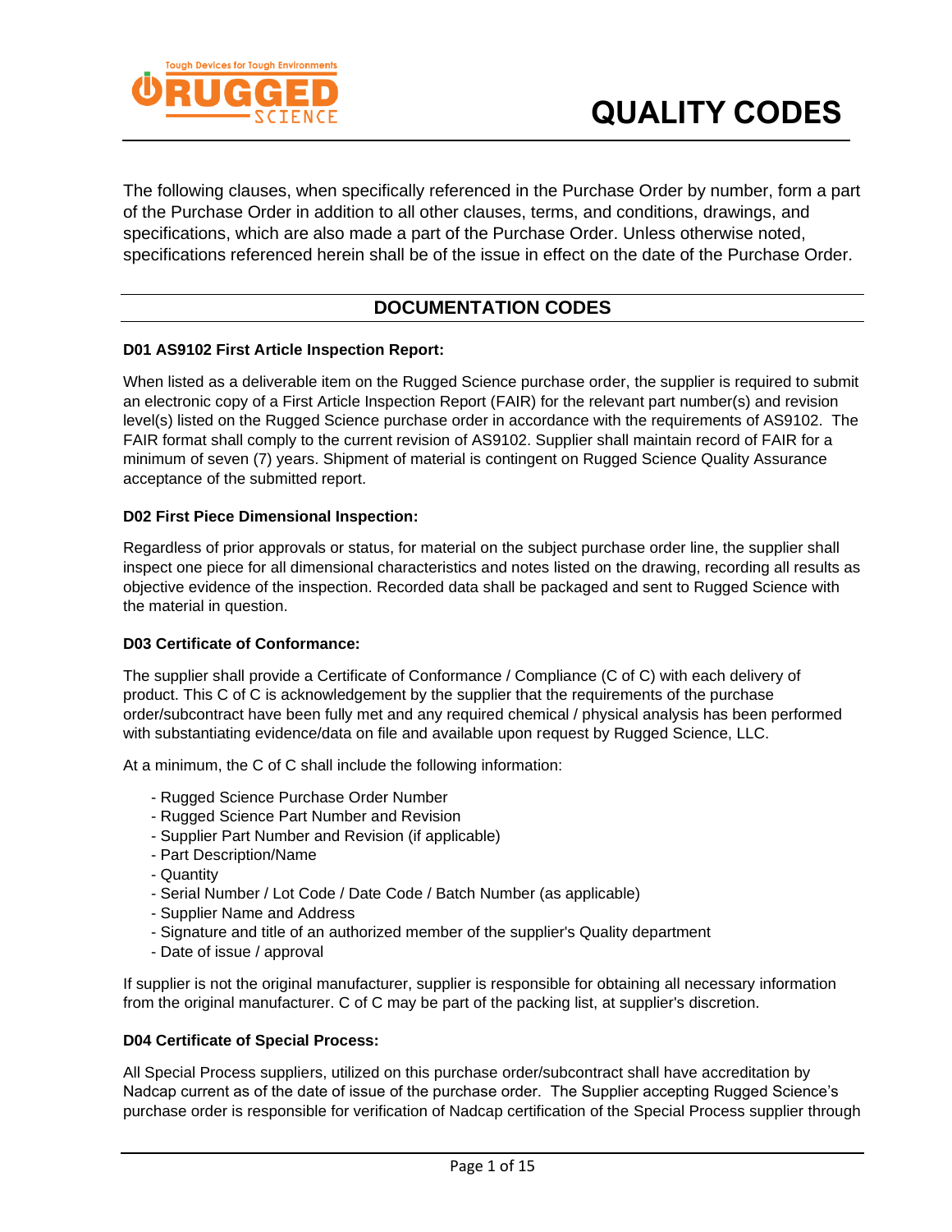# QUALITY CODES

The following clauses, when specifically referenced in the Purchase Order by number, form a part of the Purchase Order in addition to all other clauses, terms, and conditions, drawings, and specifications, which are also made a part of the Purchase Order. Unless otherwise noted, specifications referenced herein shall be of the issue in effect on the date of the Purchase Order.

## DOCUMENTATION CODES

**D01 AS9102 First Article Inspection Report:**

When listed as a deliverable item on the Rugged Science purchase order, the supplier is required to submit an electronic copy of a First Article Inspection Report (FAIR) for the relevant part number(s) and revision level(s) listed on the Rugged Science purchase order in accordance with the requirements of AS9102. The FAIR format shall comply to the current revision of AS9102. Supplier shall maintain record of FAIR for a minimum of seven (7) years. Shipment of material is contingent on Rugged Science Quality Assurance acceptance of the submitted report.

**D02 First Piece Dimensional Inspection:**

Regardless of prior approvals or status, for material on the subject purchase order line, the supplier shall inspect one piece for all dimensional characteristics and notes listed on the drawing, recording all results as objective evidence of the inspection. Recorded data shall be packaged and sent to Rugged Science with the material in question.

**D03 Certificate of Conformance:**

The supplier shall provide a Certificate of Conformance / Compliance (C of C) with each delivery of product. This C of C is acknowledgement by the supplier that the requirements of the purchase order/subcontract have been fully met and any required chemical / physical analysis has been performed with substantiating evidence/data on file and available upon request by Rugged Science, LLC.

At a minimum, the C of C shall include the following information:

- Rugged Science Purchase Order Number
- Rugged Science Part Number and Revision
- Supplier Part Number and Revision (if applicable)
- Part Description/Name
- Quantity
- Serial Number / Lot Code / Date Code / Batch Number (as applicable)
- Supplier Name and Address
- Signature and title of an authorized member of the supplier's Quality department
- Date of issue / approval

If supplier is not the original manufacturer, supplier is responsible for obtaining all necessary information from the original manufacturer. C of C may be part of the packing list, at supplier's discretion.

**D04 Certificate of Special Process:**

All Special Process suppliers, utilized on this purchase order/subcontract shall have accreditation by Nadcap current as of the date of issue of the purchase order. The Supplier accepting Rugged Science's purchase order is responsible for verification of Nadcap certification of the Special Process supplier through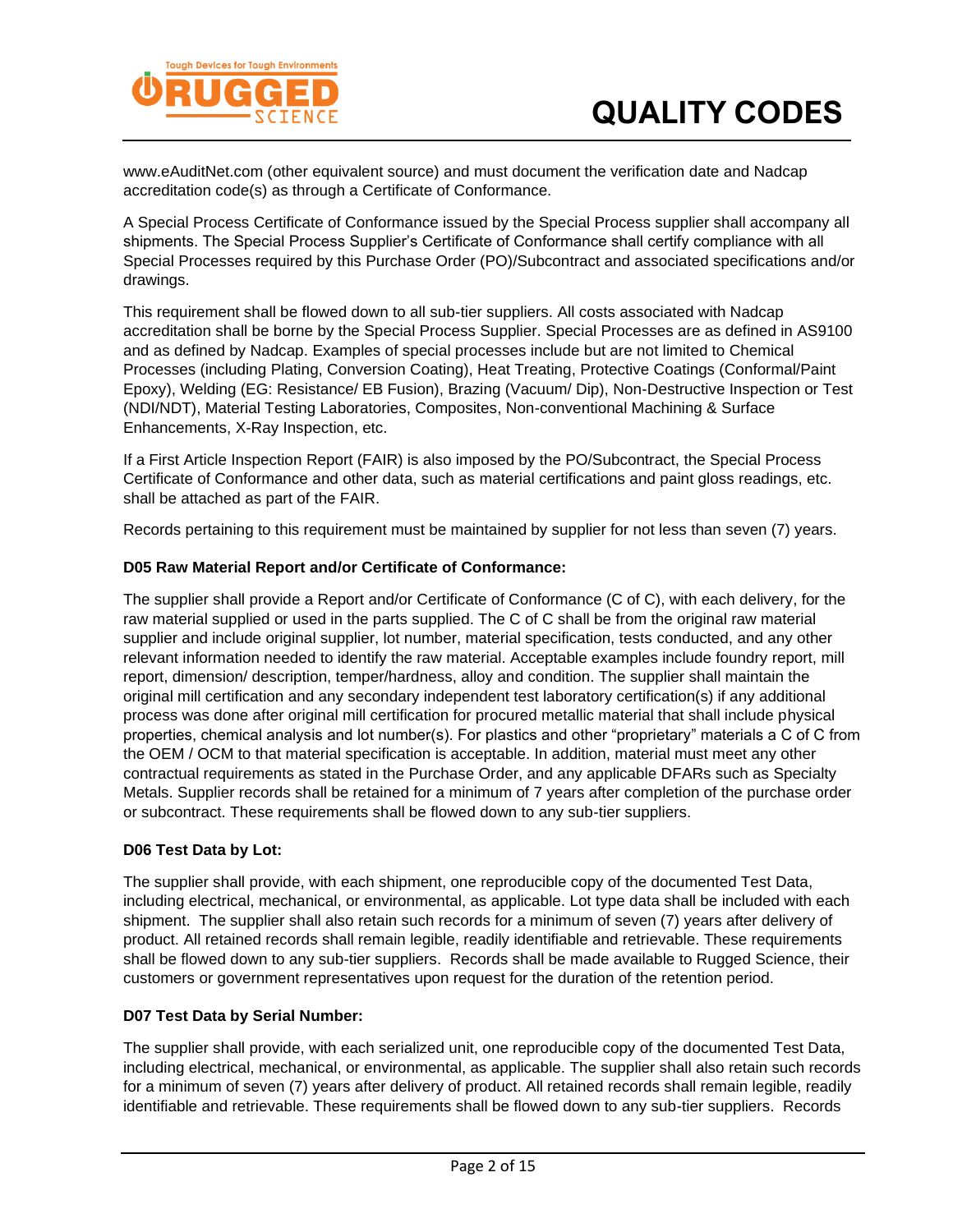www.eAuditNet.com (other equivalent source) and must document the verification date and Nadcap accreditation code(s) as through a Certificate of Conformance.

A Special Process Certificate of Conformance issued by the Special Process supplier shall accompany all shipments. The Special Process Supplier's Certificate of Conformance shall certify compliance with all Special Processes required by this Purchase Order (PO)/Subcontract and associated specifications and/or drawings.

This requirement shall be flowed down to all sub-tier suppliers. All costs associated with Nadcap accreditation shall be borne by the Special Process Supplier. Special Processes are as defined in AS9100 and as defined by Nadcap. Examples of special processes include but are not limited to Chemical Processes (including Plating, Conversion Coating), Heat Treating, Protective Coatings (Conformal/Paint Epoxy), Welding (EG: Resistance/ EB Fusion), Brazing (Vacuum/ Dip), Non-Destructive Inspection or Test (NDI/NDT), Material Testing Laboratories, Composites, Non-conventional Machining & Surface Enhancements, X-Ray Inspection, etc.

If a First Article Inspection Report (FAIR) is also imposed by the PO/Subcontract, the Special Process Certificate of Conformance and other data, such as material certifications and paint gloss readings, etc. shall be attached as part of the FAIR.

Records pertaining to this requirement must be maintained by supplier for not less than seven (7) years.

**D05 Raw Material Report and/or Certificate of Conformance:**

The supplier shall provide a Report and/or Certificate of Conformance (C of C), with each delivery, for the raw material supplied or used in the parts supplied. The C of C shall be from the original raw material supplier and include original supplier, lot number, material specification, tests conducted, and any other relevant information needed to identify the raw material. Acceptable examples include foundry report, mill report, dimension/ description, temper/hardness, alloy and condition. The supplier shall maintain the original mill certification and any secondary independent test laboratory certification(s) if any additional process was done after original mill certification for procured metallic material that shall include physical properties, chemical analysis and lot number(s). For plastics and other "proprietary" materials a C of C from the OEM / OCM to that material specification is acceptable. In addition, material must meet any other contractual requirements as stated in the Purchase Order, and any applicable DFARs such as Specialty Metals. Supplier records shall be retained for a minimum of 7 years after completion of the purchase order or subcontract. These requirements shall be flowed down to any sub-tier suppliers.

**D06 Test Data by Lot:**

The supplier shall provide, with each shipment, one reproducible copy of the documented Test Data, including electrical, mechanical, or environmental, as applicable. Lot type data shall be included with each shipment. The supplier shall also retain such records for a minimum of seven (7) years after delivery of product. All retained records shall remain legible, readily identifiable and retrievable. These requirements shall be flowed down to any sub-tier suppliers. Records shall be made available to Rugged Science, their customers or government representatives upon request for the duration of the retention period.

**D07 Test Data by Serial Number:**

The supplier shall provide, with each serialized unit, one reproducible copy of the documented Test Data, including electrical, mechanical, or environmental, as applicable. The supplier shall also retain such records for a minimum of seven (7) years after delivery of product. All retained records shall remain legible, readily identifiable and retrievable. These requirements shall be flowed down to any sub-tier suppliers. Records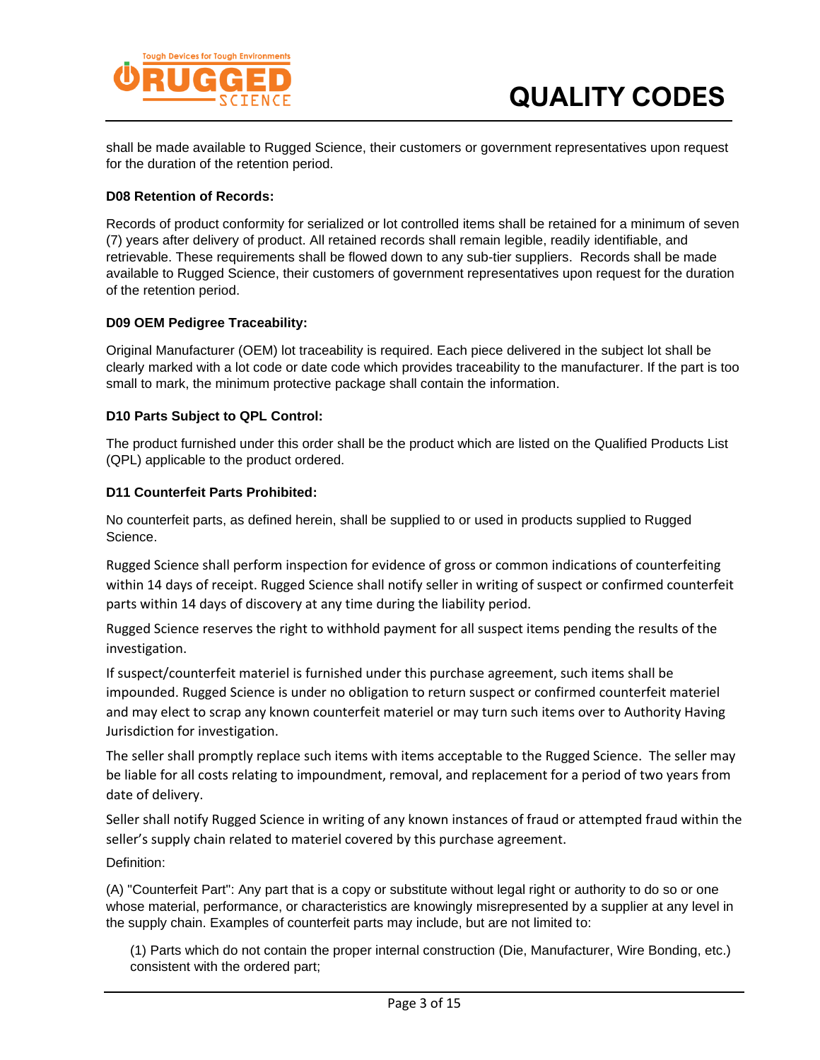shall be made available to Rugged Science, their customers or government representatives upon request for the duration of the retention period.

**D08 Retention of Records:**

Records of product conformity for serialized or lot controlled items shall be retained for a minimum of seven (7) years after delivery of product. All retained records shall remain legible, readily identifiable, and retrievable. These requirements shall be flowed down to any sub-tier suppliers. Records shall be made available to Rugged Science, their customers of government representatives upon request for the duration of the retention period.

**D09 OEM Pedigree Traceability:**

Original Manufacturer (OEM) lot traceability is required. Each piece delivered in the subject lot shall be clearly marked with a lot code or date code which provides traceability to the manufacturer. If the part is too small to mark, the minimum protective package shall contain the information.

**D10 Parts Subject to QPL Control:**

The product furnished under this order shall be the product which are listed on the Qualified Products List (QPL) applicable to the product ordered.

**D11 Counterfeit Parts Prohibited:**

No counterfeit parts, as defined herein, shall be supplied to or used in products supplied to Rugged Science.

Rugged Science shall perform inspection for evidence of gross or common indications of counterfeiting within 14 days of receipt. Rugged Science shall notify seller in writing of suspect or confirmed counterfeit parts within 14 days of discovery at any time during the liability period.

Rugged Science reserves the right to withhold payment for all suspect items pending the results of the investigation.

If suspect/counterfeit materiel is furnished under this purchase agreement, such items shall be impounded. Rugged Science is under no obligation to return suspect or confirmed counterfeit materiel and may elect to scrap any known counterfeit materiel or may turn such items over to Authority Having Jurisdiction for investigation.

The seller shall promptly replace such items with items acceptable to the Rugged Science. The seller may be liable for all costs relating to impoundment, removal, and replacement for a period of two years from date of delivery.

Seller shall notify Rugged Science in writing of any known instances of fraud or attempted fraud within the seller's supply chain related to materiel covered by this purchase agreement.

Definition:

(A) "Counterfeit Part": Any part that is a copy or substitute without legal right or authority to do so or one whose material, performance, or characteristics are knowingly misrepresented by a supplier at any level in the supply chain. Examples of counterfeit parts may include, but are not limited to:

(1) Parts which do not contain the proper internal construction (Die, Manufacturer, Wire Bonding, etc.) consistent with the ordered part;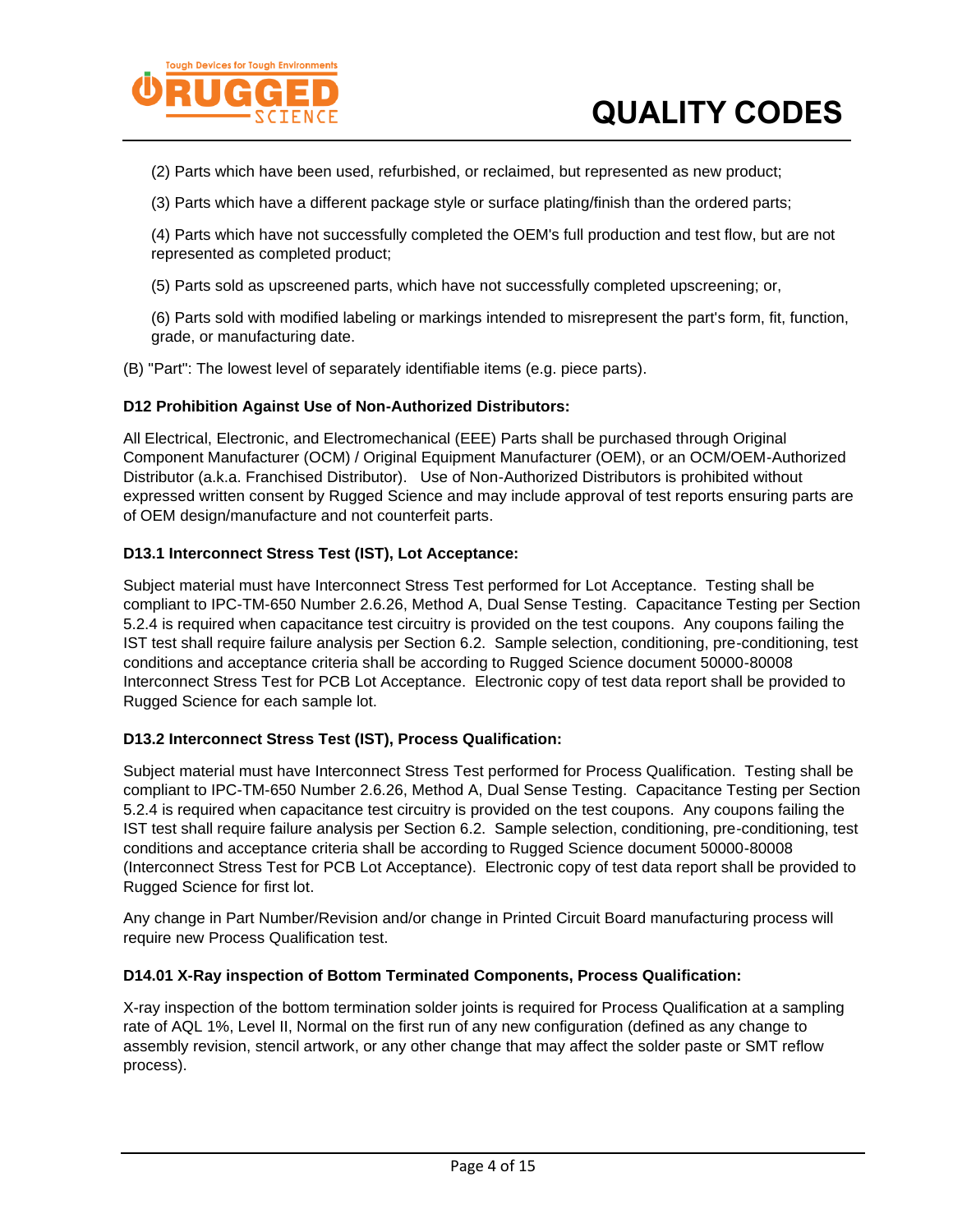(2) Parts which have been used, refurbished, or reclaimed, but represented as new product;

(3) Parts which have a different package style or surface plating/finish than the ordered parts;

(4) Parts which have not successfully completed the OEM's full production and test flow, but are not represented as completed product;

(5) Parts sold as upscreened parts, which have not successfully completed upscreening; or,

(6) Parts sold with modified labeling or markings intended to misrepresent the part's form, fit, function, grade, or manufacturing date.

(B) "Part": The lowest level of separately identifiable items (e.g. piece parts).

**D12 Prohibition Against Use of Non-Authorized Distributors:**

All Electrical, Electronic, and Electromechanical (EEE) Parts shall be purchased through Original Component Manufacturer (OCM) / Original Equipment Manufacturer (OEM), or an OCM/OEM-Authorized Distributor (a.k.a. Franchised Distributor). Use of Non-Authorized Distributors is prohibited without expressed written consent by Rugged Science and may include approval of test reports ensuring parts are of OEM design/manufacture and not counterfeit parts.

**D13.1 Interconnect Stress Test (IST), Lot Acceptance:**

Subject material must have Interconnect Stress Test performed for Lot Acceptance. Testing shall be compliant to IPC-TM-650 Number 2.6.26, Method A, Dual Sense Testing. Capacitance Testing per Section 5.2.4 is required when capacitance test circuitry is provided on the test coupons. Any coupons failing the IST test shall require failure analysis per Section 6.2. Sample selection, conditioning, pre-conditioning, test conditions and acceptance criteria shall be according to Rugged Science document 50000-80008 Interconnect Stress Test for PCB Lot Acceptance. Electronic copy of test data report shall be provided to Rugged Science for each sample lot.

**D13.2 Interconnect Stress Test (IST), Process Qualification:**

Subject material must have Interconnect Stress Test performed for Process Qualification. Testing shall be compliant to IPC-TM-650 Number 2.6.26, Method A, Dual Sense Testing. Capacitance Testing per Section 5.2.4 is required when capacitance test circuitry is provided on the test coupons. Any coupons failing the IST test shall require failure analysis per Section 6.2. Sample selection, conditioning, pre-conditioning, test conditions and acceptance criteria shall be according to Rugged Science document 50000-80008 (Interconnect Stress Test for PCB Lot Acceptance). Electronic copy of test data report shall be provided to Rugged Science for first lot.

Any change in Part Number/Revision and/or change in Printed Circuit Board manufacturing process will require new Process Qualification test.

**D14.01 X-Ray inspection of Bottom Terminated Components, Process Qualification:**

X-ray inspection of the bottom termination solder joints is required for Process Qualification at a sampling rate of AQL 1%, Level II, Normal on the first run of any new configuration (defined as any change to assembly revision, stencil artwork, or any other change that may affect the solder paste or SMT reflow process).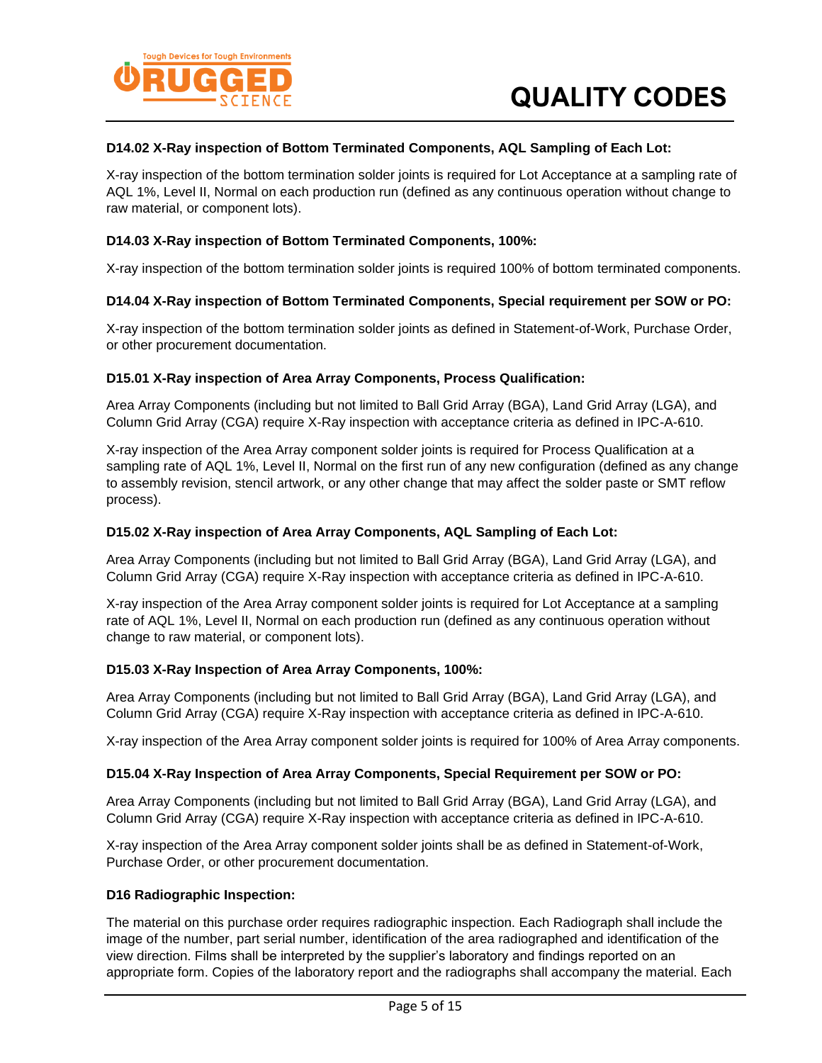**D14.02 X-Ray inspection of Bottom Terminated Components, AQL Sampling of Each Lot:**

X-ray inspection of the bottom termination solder joints is required for Lot Acceptance at a sampling rate of AQL 1%, Level II, Normal on each production run (defined as any continuous operation without change to raw material, or component lots).

**D14.03 X-Ray inspection of Bottom Terminated Components, 100%:**

X-ray inspection of the bottom termination solder joints is required 100% of bottom terminated components.

**D14.04 X-Ray inspection of Bottom Terminated Components, Special requirement per SOW or PO:**

X-ray inspection of the bottom termination solder joints as defined in Statement-of-Work, Purchase Order, or other procurement documentation.

**D15.01 X-Ray inspection of Area Array Components, Process Qualification:**

Area Array Components (including but not limited to Ball Grid Array (BGA), Land Grid Array (LGA), and Column Grid Array (CGA) require X-Ray inspection with acceptance criteria as defined in IPC-A-610.

X-ray inspection of the Area Array component solder joints is required for Process Qualification at a sampling rate of AQL 1%, Level II, Normal on the first run of any new configuration (defined as any change to assembly revision, stencil artwork, or any other change that may affect the solder paste or SMT reflow process).

**D15.02 X-Ray inspection of Area Array Components, AQL Sampling of Each Lot:**

Area Array Components (including but not limited to Ball Grid Array (BGA), Land Grid Array (LGA), and Column Grid Array (CGA) require X-Ray inspection with acceptance criteria as defined in IPC-A-610.

X-ray inspection of the Area Array component solder joints is required for Lot Acceptance at a sampling rate of AQL 1%, Level II, Normal on each production run (defined as any continuous operation without change to raw material, or component lots).

**D15.03 X-Ray Inspection of Area Array Components, 100%:**

Area Array Components (including but not limited to Ball Grid Array (BGA), Land Grid Array (LGA), and Column Grid Array (CGA) require X-Ray inspection with acceptance criteria as defined in IPC-A-610.

X-ray inspection of the Area Array component solder joints is required for 100% of Area Array components.

**D15.04 X-Ray Inspection of Area Array Components, Special Requirement per SOW or PO:**

Area Array Components (including but not limited to Ball Grid Array (BGA), Land Grid Array (LGA), and Column Grid Array (CGA) require X-Ray inspection with acceptance criteria as defined in IPC-A-610.

X-ray inspection of the Area Array component solder joints shall be as defined in Statement-of-Work, Purchase Order, or other procurement documentation.

**D16 Radiographic Inspection:**

The material on this purchase order requires radiographic inspection. Each Radiograph shall include the image of the number, part serial number, identification of the area radiographed and identification of the view direction. Films shall be interpreted by the supplier's laboratory and findings reported on an appropriate form. Copies of the laboratory report and the radiographs shall accompany the material. Each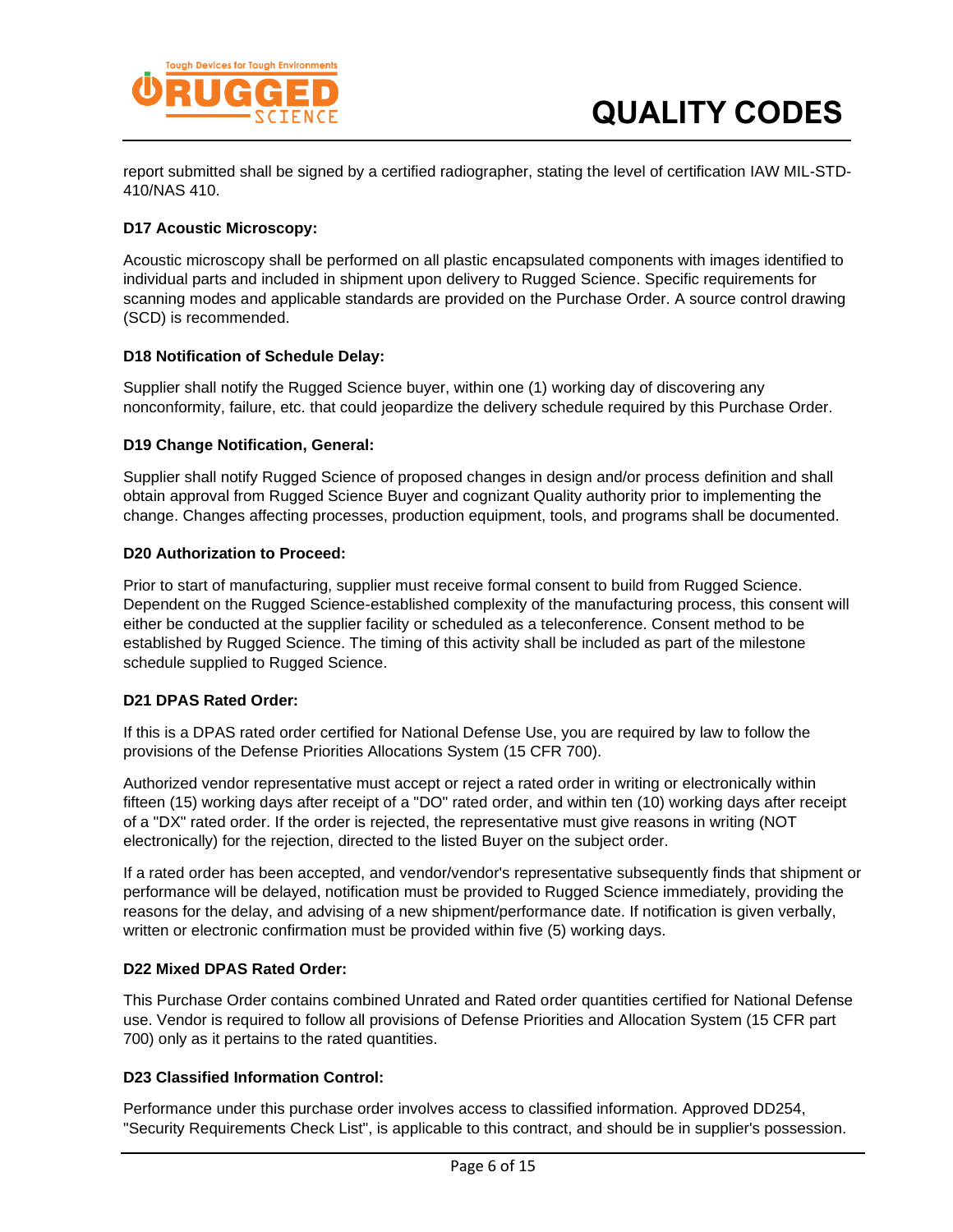report submitted shall be signed by a certified radiographer, stating the level of certification IAW MIL-STD-410/NAS 410.

**D17 Acoustic Microscopy:**

Acoustic microscopy shall be performed on all plastic encapsulated components with images identified to individual parts and included in shipment upon delivery to Rugged Science. Specific requirements for scanning modes and applicable standards are provided on the Purchase Order. A source control drawing (SCD) is recommended.

**D18 Notification of Schedule Delay:**

Supplier shall notify the Rugged Science buyer, within one (1) working day of discovering any nonconformity, failure, etc. that could jeopardize the delivery schedule required by this Purchase Order.

**D19 Change Notification, General:**

Supplier shall notify Rugged Science of proposed changes in design and/or process definition and shall obtain approval from Rugged Science Buyer and cognizant Quality authority prior to implementing the change. Changes affecting processes, production equipment, tools, and programs shall be documented.

**D20 Authorization to Proceed:**

Prior to start of manufacturing, supplier must receive formal consent to build from Rugged Science. Dependent on the Rugged Science-established complexity of the manufacturing process, this consent will either be conducted at the supplier facility or scheduled as a teleconference. Consent method to be established by Rugged Science. The timing of this activity shall be included as part of the milestone schedule supplied to Rugged Science.

**D21 DPAS Rated Order:**

If this is a DPAS rated order certified for National Defense Use, you are required by law to follow the provisions of the Defense Priorities Allocations System (15 CFR 700).

Authorized vendor representative must accept or reject a rated order in writing or electronically within fifteen (15) working days after receipt of a "DO" rated order, and within ten (10) working days after receipt of a "DX" rated order. If the order is rejected, the representative must give reasons in writing (NOT electronically) for the rejection, directed to the listed Buyer on the subject order.

If a rated order has been accepted, and vendor/vendor's representative subsequently finds that shipment or performance will be delayed, notification must be provided to Rugged Science immediately, providing the reasons for the delay, and advising of a new shipment/performance date. If notification is given verbally, written or electronic confirmation must be provided within five (5) working days.

**D22 Mixed DPAS Rated Order:**

This Purchase Order contains combined Unrated and Rated order quantities certified for National Defense use. Vendor is required to follow all provisions of Defense Priorities and Allocation System (15 CFR part 700) only as it pertains to the rated quantities.

**D23 Classified Information Control:**

Performance under this purchase order involves access to classified information. Approved DD254, "Security Requirements Check List", is applicable to this contract, and should be in supplier's possession.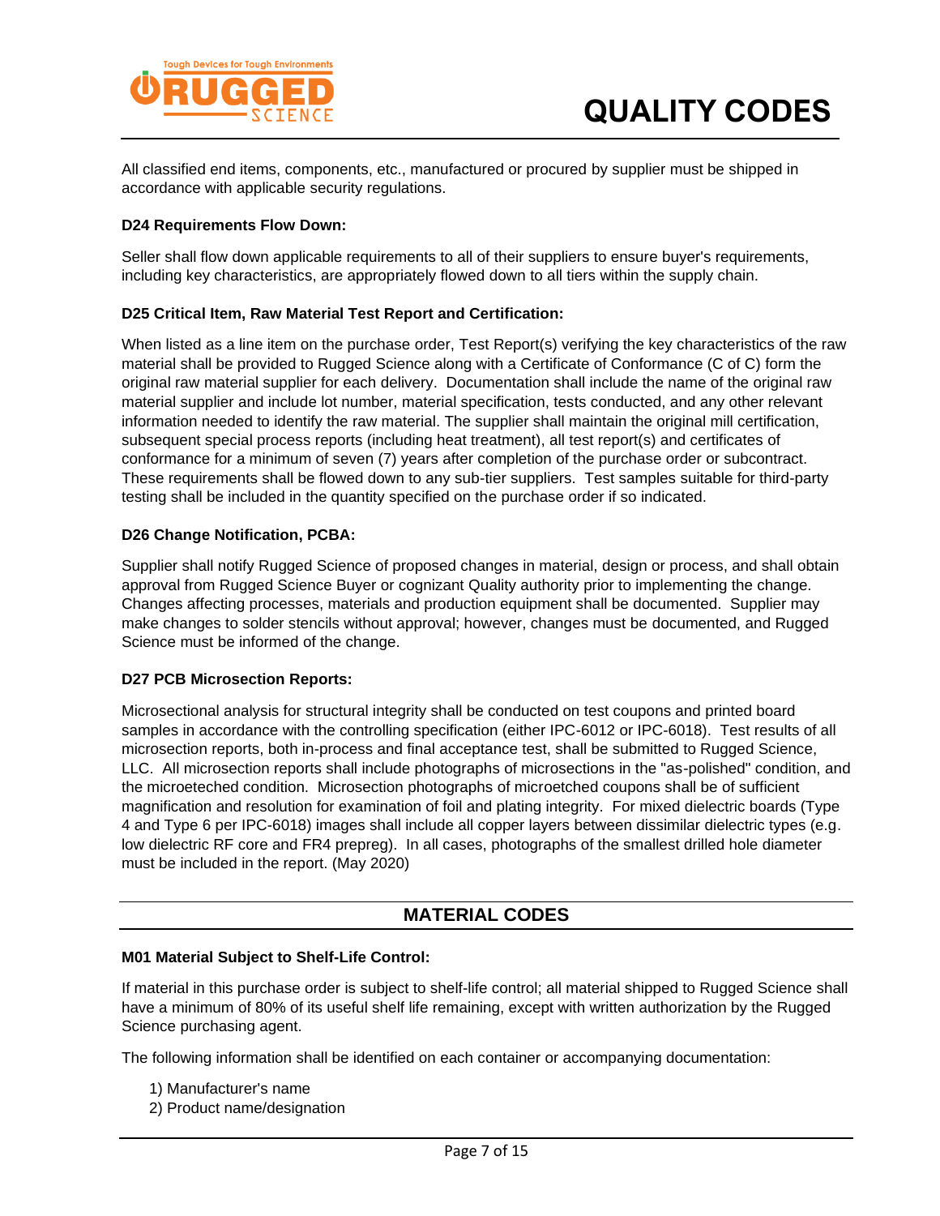All classified end items, components, etc., manufactured or procured by supplier must be shipped in accordance with applicable security regulations.

**D24 Requirements Flow Down:**

Seller shall flow down applicable requirements to all of their suppliers to ensure buyer's requirements, including key characteristics, are appropriately flowed down to all tiers within the supply chain.

**D25 Critical Item, Raw Material Test Report and Certification:**

When listed as a line item on the purchase order, Test Report(s) verifying the key characteristics of the raw material shall be provided to Rugged Science along with a Certificate of Conformance (C of C) form the original raw material supplier for each delivery. Documentation shall include the name of the original raw material supplier and include lot number, material specification, tests conducted, and any other relevant information needed to identify the raw material. The supplier shall maintain the original mill certification, subsequent special process reports (including heat treatment), all test report(s) and certificates of conformance for a minimum of seven (7) years after completion of the purchase order or subcontract. These requirements shall be flowed to any sub-tier suppliers. Test samples suitable for third-party testing shall be included in the quantity specified on the purchase order if so indicated.

**D26 Change Notification, PCBA:**

Supplier shall notify Rugged Science of proposed changes in material, design or process, and shall obtain approval from Rugged Science Buyer or cognizant Quality authority prior to implementing the change. Changes affecting processes, materials and production equipment shall be documented. Supplier may make changes to solder stencils without approval; however, changes must be documented, and Rugged Science must be informed of the change.

**D27 PCB Microsection Reports:**

Microsectional analysis for structural integrity shall be conducted on test coupons and printed board samples in accordance with the controlling specification (either IPC-6012 or IPC-6018). Test results of all microsection reports, both in-process and final acceptance test, shall be submitted to Rugged Science, LLC. All microsection reports shall include photographs of microsections in the "as-polished" condition, and the microeteched condition. Microsection photographs of microetched coupons shall be of sufficient magnification and resolution for examination of foil and plating integrity. For mixed dielectric boards (Type 4 and Type 6 per IPC-6018) images shall include all copper layers between dissimilar dielectric types (e.g. low dielectric RF core and FR4 prepreg). In all cases, photographs of the smallest drilled hole diameter must be included in the report. (May 2020)

## MATERIAL CODES

**M01 Material Subject to Shelf-Life Control:**

If material in this purchase order is subject to shelf-life control; all material shipped to Rugged Science shall have a minimum of 80% of its useful shelf life remaining, except with written authorization by the Rugged Science purchasing agent.

The following information shall be identified on each container or accompanying documentation:

1) Manufacturer's name
2) Product name/designation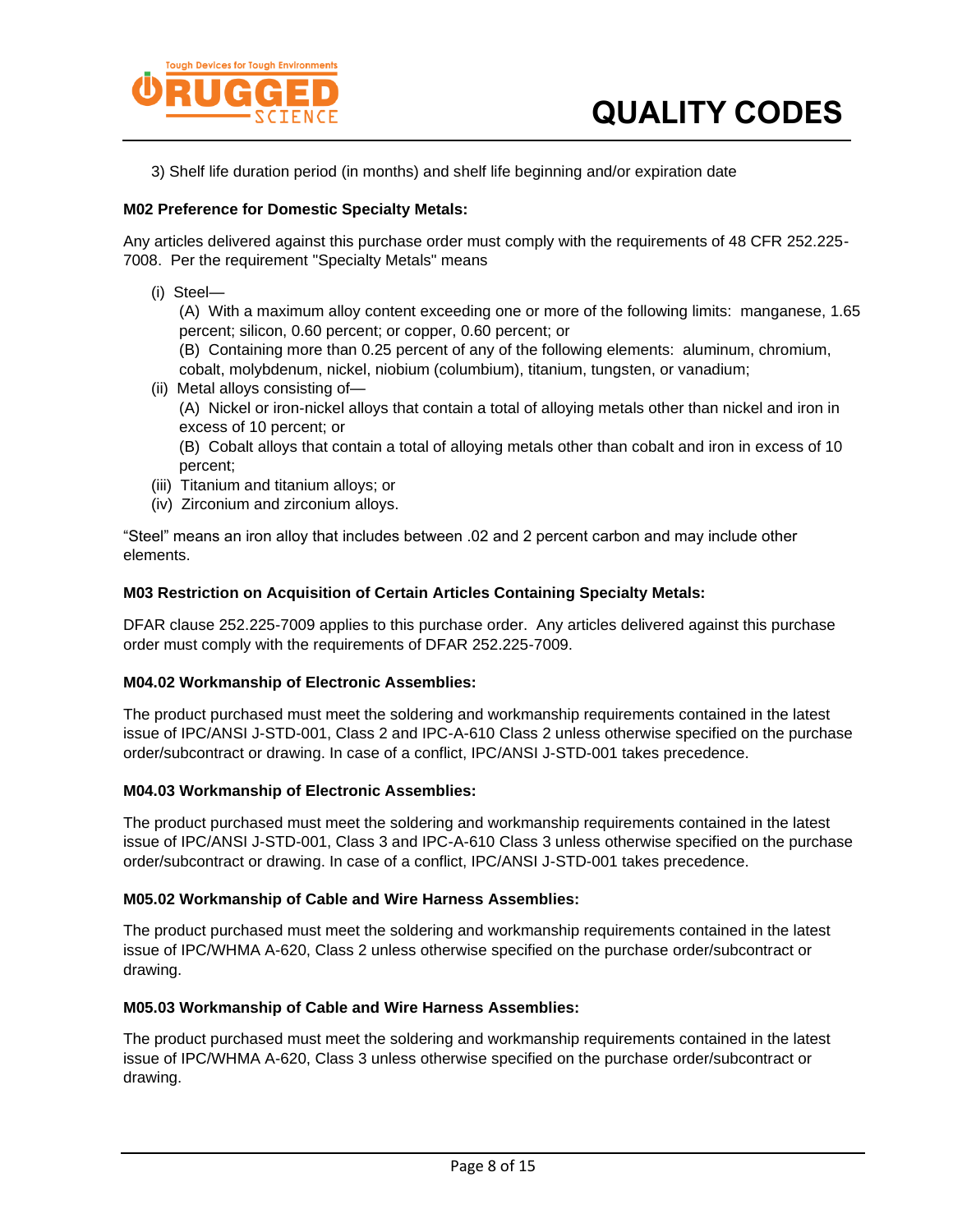3) Shelf life duration period (in months) and shelf life beginning and/or expiration date

**M02 Preference for Domestic Specialty Metals:**

Any articles delivered against this purchase order must comply with the requirements of 48 CFR 252.225-7008. Per the requirement "Specialty Metals" means

(i) Steel—

(A) With a maximum alloy content exceeding one or more of the following limits: manganese, 1.65 percent; silicon, 0.60 percent; or copper, 0.60 percent; or

(B) Containing more than 0.25 percent of any of the following elements: aluminum, chromium, cobalt, molybdenum, nickel, niobium (columbium), titanium, tungsten, or vanadium;

(ii) Metal alloys consisting of—

(A) Nickel or iron-nickel alloys that contain a total of alloying metals other than nickel and iron in excess of 10 percent; or

(B) Cobalt alloys that contain a total of alloying metals other than cobalt and iron in excess of 10 percent;

(iii) Titanium and titanium alloys; or

(iv) Zirconium and zirconium alloys.

"Steel" means an iron alloy that includes between .02 and 2 percent carbon and may include other elements.

**M03 Restriction on Acquisition of Certain Articles Containing Specialty Metals:**

DFAR clause 252.225-7009 applies to this purchase order. Any articles delivered against this purchase order must comply with the requirements of DFAR 252.225-7009.

**M04.02 Workmanship of Electronic Assemblies:**

The product purchased must meet the soldering and workmanship requirements contained in the latest issue of IPC/ANSI J-STD-001, Class 2 and IPC-A-610 Class 2 unless otherwise specified on the purchase order/subcontract or drawing. In case of a conflict, IPC/ANSI J-STD-001 takes precedence.

**M04.03 Workmanship of Electronic Assemblies:**

The product purchased must meet the soldering and workmanship requirements contained in the latest issue of IPC/ANSI J-STD-001, Class 3 and IPC-A-610 Class 3 unless otherwise specified on the purchase order/subcontract or drawing. In case of a conflict, IPC/ANSI J-STD-001 takes precedence.

**M05.02 Workmanship of Cable and Wire Harness Assemblies:**

The product purchased must meet the soldering and workmanship requirements contained in the latest issue of IPC/WHMA A-620, Class 2 unless otherwise specified on the purchase order/subcontract or drawing.

**M05.03 Workmanship of Cable and Wire Harness Assemblies:**

The product purchased must meet the soldering and workmanship requirements contained in the latest issue of IPC/WHMA A-620, Class 3 unless otherwise specified on the purchase order/subcontract or drawing.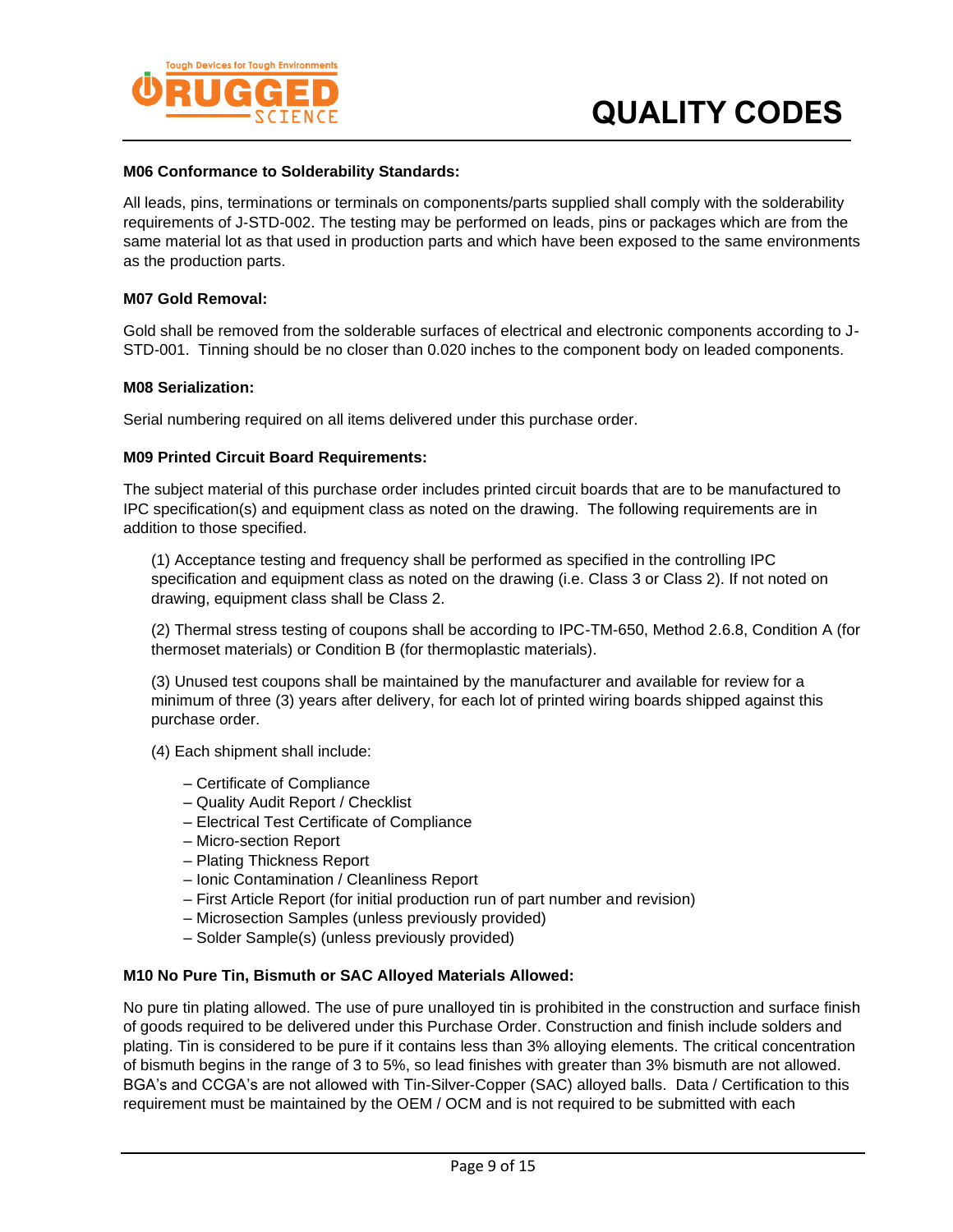**M06 Conformance to Solderability Standards:**

All leads, pins, terminations or terminals on components/parts supplied shall comply with the solderability requirements of J-STD-002. The testing may be performed on leads, pins or packages which are from the same material lot as that used in production parts and which have been exposed to the same environments as the production parts.

**M07 Gold Removal:**

Gold shall be removed from the solderable surfaces of electrical and electronic components according to J-STD-001. Tinning should be no closer than 0.020 inches to the component body on leaded components.

**M08 Serialization:**

Serial numbering required on all items delivered under this purchase order.

**M09 Printed Circuit Board Requirements:**

The subject material of this purchase order includes printed circuit boards that are to be manufactured to IPC specification(s) and equipment class as noted on the drawing. The following requirements are in addition to those specified.

(1) Acceptance testing and frequency shall be performed as specified in the controlling IPC specification and equipment class as noted on the drawing (i.e. Class 3 or Class 2). If not noted on drawing, equipment class shall be Class 2.

(2) Thermal stress testing of coupons shall be according to IPC-TM-650, Method 2.6.8, Condition A (for thermoset materials) or Condition B (for thermoplastic materials).

(3) Unused test coupons shall be maintained by the manufacturer and available for review for a minimum of three (3) years after delivery, for each lot of printed wiring boards shipped against this purchase order.

(4) Each shipment shall include:

- Certificate of Compliance
- Quality Audit Report / Checklist
- Electrical Test Certificate of Compliance
- Micro-section Report
- Plating Thickness Report
- Ionic Contamination / Cleanliness Report
- First Article Report (for initial production run of part number and revision)
- Microsection Samples (unless previously provided)
- Solder Sample(s) (unless previously provided)

**M10 No Pure Tin, Bismuth or SAC Alloyed Materials Allowed:**

No pure tin plating allowed. The use of pure unalloyed tin is prohibited in the construction and surface finish of goods required to be delivered under this Purchase Order. Construction and finish include solders and plating. Tin is considered to be pure if it contains less than 3% alloying elements. The critical concentration of bismuth begins in the range of 3 to 5%, so lead finishes with greater than 3% bismuth are not allowed. BGA's and CCGA's are not allowed with Tin-Silver-Copper (SAC) alloyed balls. Data / Certification to this requirement must be maintained by the OEM / OCM and is not required to be submitted with each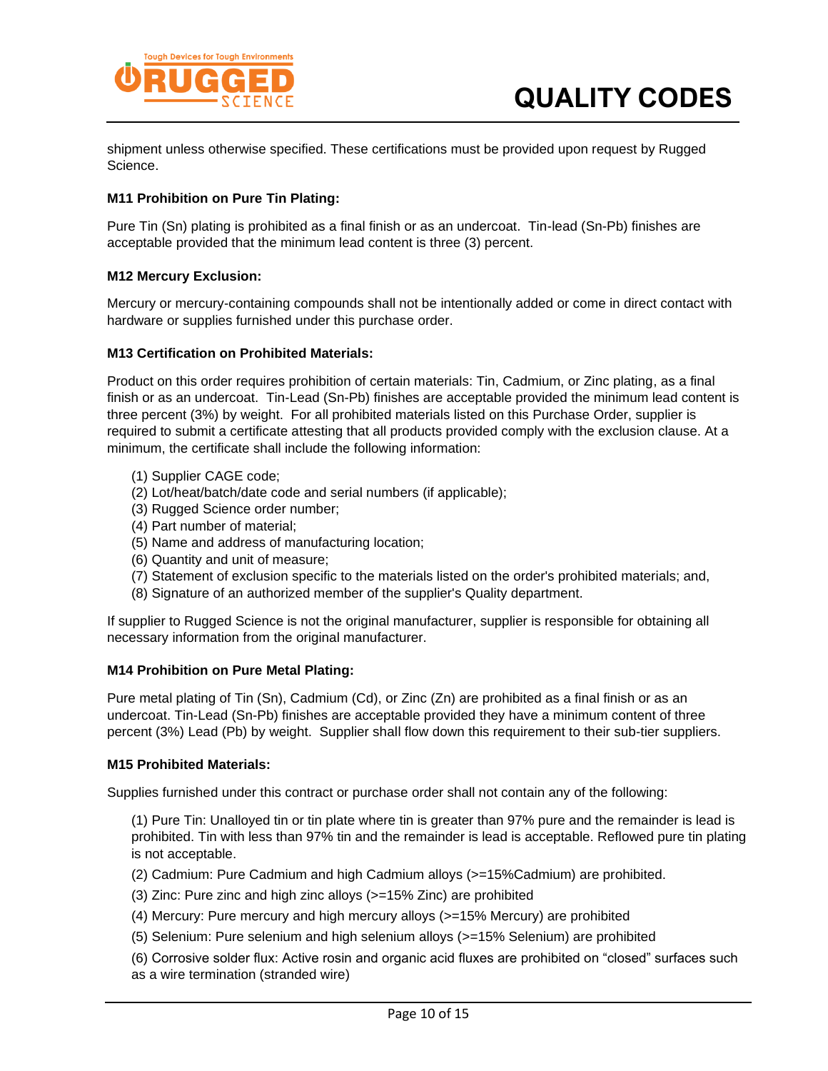shipment unless otherwise specified. These certifications must be provided upon request by Rugged Science.

**M11 Prohibition on Pure Tin Plating:**

Pure Tin (Sn) plating is prohibited as a final finish or as an undercoat. Tin-lead (Sn-Pb) finishes are acceptable provided that the minimum lead content is three (3) percent.

**M12 Mercury Exclusion:**

Mercury or mercury-containing compounds shall not be intentionally added or come in direct contact with hardware or supplies furnished under this purchase order.

**M13 Certification on Prohibited Materials:**

Product on this order requires prohibition of certain materials: Tin, Cadmium, or Zinc plating, as a final finish or as an undercoat. Tin-Lead (Sn-Pb) finishes are acceptable provided the minimum lead content is three percent (3%) by weight. For all prohibited materials listed on this Purchase Order, supplier is required to submit a certificate attesting that all products provided comply with the exclusion clause. At a minimum, the certificate shall include the following information:

(1) Supplier CAGE code;
(2) Lot/heat/batch/date code and serial numbers (if applicable);
(3) Rugged Science order number;
(4) Part number of material;
(5) Name and address of manufacturing location;
(6) Quantity and unit of measure;
(7) Statement of exclusion specific to the materials listed on the order's prohibited materials; and,
(8) Signature of an authorized member of the supplier's Quality department.

If supplier to Rugged Science is not the original manufacturer, supplier is responsible for obtaining all necessary information from the original manufacturer.

**M14 Prohibition on Pure Metal Plating:**

Pure metal plating of Tin (Sn), Cadmium (Cd), or Zinc (Zn) are prohibited as a final finish or as an undercoat. Tin-Lead (Sn-Pb) finishes are acceptable provided they have a minimum content of three percent (3%) Lead (Pb) by weight. Supplier shall flow down this requirement to their sub-tier suppliers.

**M15 Prohibited Materials:**

Supplies furnished under this contract or purchase order shall not contain any of the following:

(1) Pure Tin: Unalloyed tin or tin plate where tin is greater than 97% pure and the remainder is lead is prohibited. Tin with less than 97% tin and the remainder is lead is acceptable. Reflowed pure tin plating is not acceptable.

(2) Cadmium: Pure Cadmium and high Cadmium alloys (>=15%Cadmium) are prohibited.

(3) Zinc: Pure zinc and high zinc alloys (>=15% Zinc) are prohibited

(4) Mercury: Pure mercury and high mercury alloys (>=15% Mercury) are prohibited

(5) Selenium: Pure selenium and high selenium alloys (>=15% Selenium) are prohibited

(6) Corrosive solder flux: Active rosin and organic acid fluxes are prohibited on "closed" surfaces such as a wire termination (stranded wire)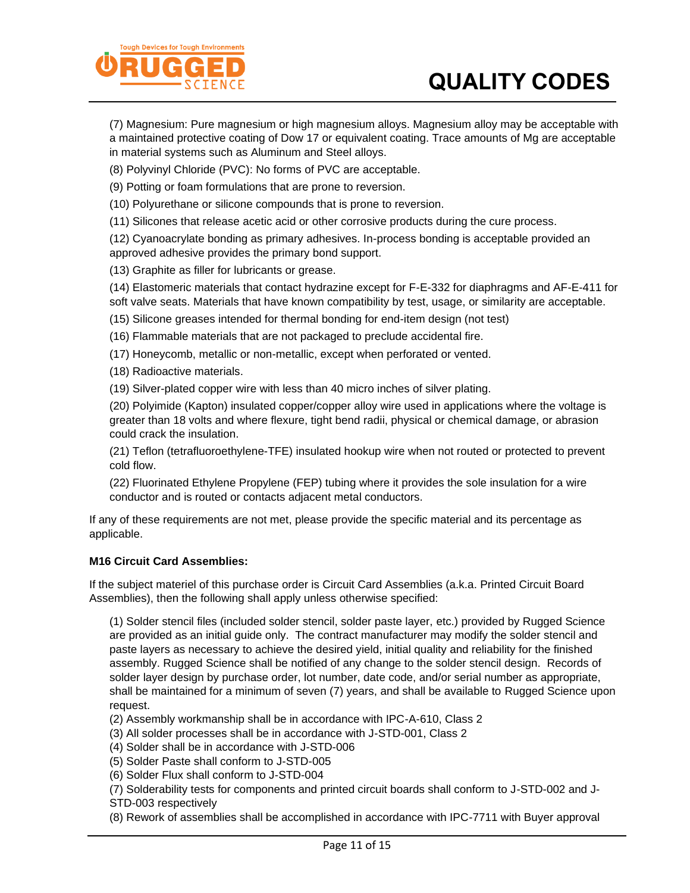(7) Magnesium: Pure magnesium or high magnesium alloys. Magnesium alloy may be acceptable with a maintained protective coating of Dow 17 or equivalent coating. Trace amounts of Mg are acceptable in material systems such as Aluminum and Steel alloys.

(8) Polyvinyl Chloride (PVC): No forms of PVC are acceptable.

(9) Potting or foam formulations that are prone to reversion.

(10) Polyurethane or silicone compounds that is prone to reversion.

(11) Silicones that release acetic acid or other corrosive products during the cure process.

(12) Cyanoacrylate bonding as primary adhesives. In-process bonding is acceptable provided an approved adhesive provides the primary bond support.

(13) Graphite as filler for lubricants or grease.

(14) Elastomeric materials that contact hydrazine except for F-E-332 for diaphragms and AF-E-411 for soft valve seats. Materials that have known compatibility by test, usage, or similarity are acceptable.

(15) Silicone greases intended for thermal bonding for end-item design (not test)

(16) Flammable materials that are not packaged to preclude accidental fire.

(17) Honeycomb, metallic or non-metallic, except when perforated or vented.

(18) Radioactive materials.

(19) Silver-plated copper wire with less than 40 micro inches of silver plating.

(20) Polyimide (Kapton) insulated copper/copper alloy wire used in applications where the voltage is greater than 18 volts and where flexure, tight bend radii, physical or chemical damage, or abrasion could crack the insulation.

(21) Teflon (tetrafluoroethylene-TFE) insulated hookup wire when not routed or protected to prevent cold flow.

(22) Fluorinated Ethylene Propylene (FEP) tubing where it provides the sole insulation for a wire conductor and is routed or contacts adjacent metal conductors.

If any of these requirements are not met, please provide the specific material and its percentage as applicable.

**M16 Circuit Card Assemblies:**

If the subject materiel of this purchase order is Circuit Card Assemblies (a.k.a. Printed Circuit Board Assemblies), then the following shall apply unless otherwise specified:

(1) Solder stencil files (included solder stencil, solder paste layer, etc.) provided by Rugged Science are provided as an initial guide only. The contract manufacturer may modify the solder stencil and paste layers as necessary to achieve the desired yield, initial quality and reliability for the finished assembly. Rugged Science shall be notified of any change to the solder stencil design. Records of solder layer design by purchase order, lot number, date code, and/or serial number as appropriate, shall be maintained for a minimum of seven (7) years, and shall be available to Rugged Science upon request.

(2) Assembly workmanship shall be in accordance with IPC-A-610, Class 2

(3) All solder processes shall be in accordance with J-STD-001, Class 2

(4) Solder shall be in accordance with J-STD-006

(5) Solder Paste shall conform to J-STD-005

(6) Solder Flux shall conform to J-STD-004

(7) Solderability tests for components and printed circuit boards shall conform to J-STD-002 and J-STD-003 respectively

(8) Rework of assemblies shall be accomplished in accordance with IPC-7711 with Buyer approval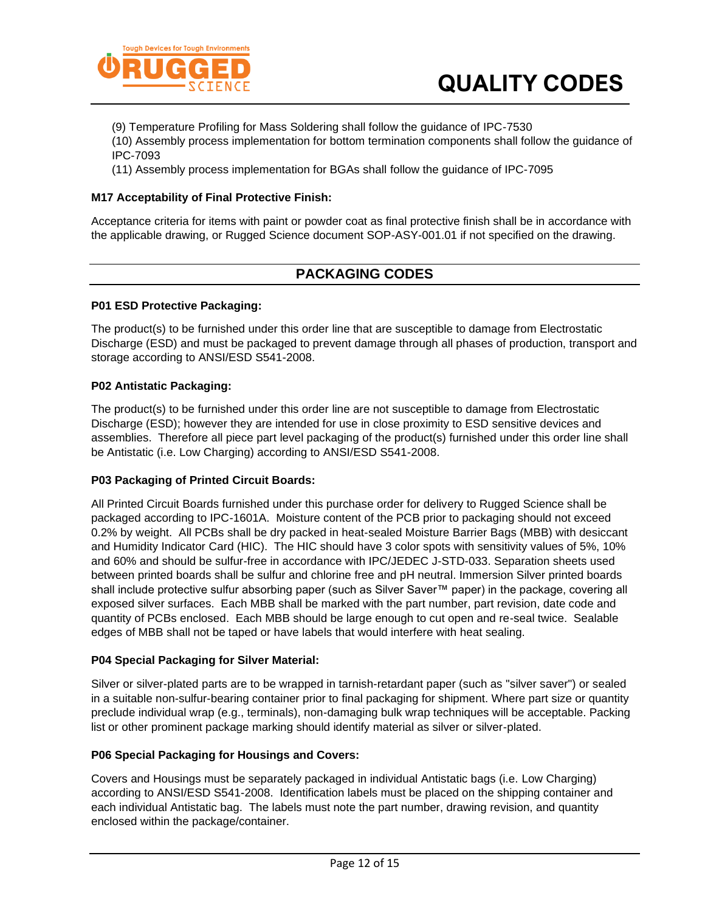(9) Temperature Profiling for Mass Soldering shall follow the guidance of IPC-7530
(10) Assembly process implementation for bottom termination components shall follow the guidance of IPC-7093
(11) Assembly process implementation for BGAs shall follow the guidance of IPC-7095

**M17 Acceptability of Final Protective Finish:**

Acceptance criteria for items with paint or powder coat as final protective finish shall be in accordance with the applicable drawing, or Rugged Science document SOP-ASY-001.01 if not specified on the drawing.

## PACKAGING CODES

**P01 ESD Protective Packaging:**

The product(s) to be furnished under this order line that are susceptible to damage from Electrostatic Discharge (ESD) and must be packaged to prevent damage through all phases of production, transport and storage according to ANSI/ESD S541-2008.

**P02 Antistatic Packaging:**

The product(s) to be furnished under this order line are not susceptible to damage from Electrostatic Discharge (ESD); however they are intended for use in close proximity to ESD sensitive devices and assemblies. Therefore all piece part level packaging of the product(s) furnished under this order line shall be Antistatic (i.e. Low Charging) according to ANSI/ESD S541-2008.

**P03 Packaging of Printed Circuit Boards:**

All Printed Circuit Boards furnished under this purchase order for delivery to Rugged Science shall be packaged according to IPC-1601A. Moisture content of the PCB prior to packaging should not exceed 0.2% by weight. All PCBs shall be dry packed in heat-sealed Moisture Barrier Bags (MBB) with desiccant and Humidity Indicator Card (HIC). The HIC should have 3 color spots with sensitivity values of 5%, 10% and 60% and should be sulfur-free in accordance with IPC/JEDEC J-STD-033. Separation sheets used between printed boards shall be sulfur and chlorine free and pH neutral. Immersion Silver printed boards shall include protective sulfur absorbing paper (such as Silver Saver™ paper) in the package, covering all exposed silver surfaces. Each MBB shall be marked with the part number, part revision, date code and quantity of PCBs enclosed. Each MBB should be large enough to cut open and re-seal twice. Sealable edges of MBB shall not be taped or have labels that would interfere with heat sealing.

**P04 Special Packaging for Silver Material:**

Silver or silver-plated parts are to be wrapped in tarnish-retardant paper (such as "silver saver") or sealed in a suitable non-sulfur-bearing container prior to final packaging for shipment. Where part size or quantity preclude individual wrap (e.g., terminals), non-damaging bulk wrap techniques will be acceptable. Packing list or other prominent package marking should identify material as silver or silver-plated.

**P06 Special Packaging for Housings and Covers:**

Covers and Housings must be separately packaged in individual Antistatic bags (i.e. Low Charging) according to ANSI/ESD S541-2008. Identification labels must be placed on the shipping container and each individual Antistatic bag. The labels must note the part number, drawing revision, and quantity enclosed within the package/container.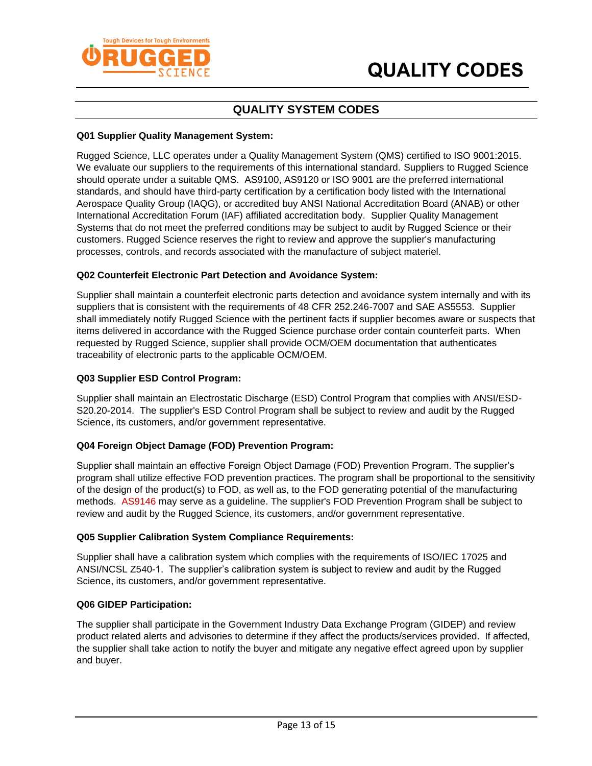# QUALITY CODES

## QUALITY SYSTEM CODES

**Q01 Supplier Quality Management System:**

Rugged Science, LLC operates under a Quality Management System (QMS) certified to ISO 9001:2015. We evaluate our suppliers to the requirements of this international standard. Suppliers to Rugged Science should operate under a suitable QMS. AS9100, AS9120 or ISO 9001 are the preferred international standards, and should have third-party certification by a certification body listed with the International Aerospace Quality Group (IAQG), or accredited buy ANSI National Accreditation Board (ANAB) or other International Accreditation Forum (IAF) affiliated accreditation body. Supplier Quality Management Systems that do not meet the preferred conditions may be subject to audit by Rugged Science or their customers. Rugged Science reserves the right to review and approve the supplier's manufacturing processes, controls, and records associated with the manufacture of subject materiel.

**Q02 Counterfeit Electronic Part Detection and Avoidance System:**

Supplier shall maintain a counterfeit electronic parts detection and avoidance system internally and with its suppliers that is consistent with the requirements of 48 CFR 252.246-7007 and SAE AS5553. Supplier shall immediately notify Rugged Science with the pertinent facts if supplier becomes aware or suspects that items delivered in accordance with the Rugged Science purchase order contain counterfeit parts. When requested by Rugged Science, supplier shall provide OCM/OEM documentation that authenticates traceability of electronic parts to the applicable OCM/OEM.

**Q03 Supplier ESD Control Program:**

Supplier shall maintain an Electrostatic Discharge (ESD) Control Program that complies with ANSI/ESD-S20.20-2014. The supplier's ESD Control Program shall be subject to review and audit by the Rugged Science, its customers, and/or government representative.

**Q04 Foreign Object Damage (FOD) Prevention Program:**

Supplier shall maintain an effective Foreign Object Damage (FOD) Prevention Program. The supplier's program shall utilize effective FOD prevention practices. The program shall be proportional to the sensitivity of the design of the product(s) to FOD, as well as, to the FOD generating potential of the manufacturing methods. AS9146 may serve as a guideline. The supplier's FOD Prevention Program shall be subject to review and audit by the Rugged Science, its customers, and/or government representative.

**Q05 Supplier Calibration System Compliance Requirements:**

Supplier shall have a calibration system which complies with the requirements of ISO/IEC 17025 and ANSI/NCSL Z540-1. The supplier's calibration system is subject to review and audit by the Rugged Science, its customers, and/or government representative.

**Q06 GIDEP Participation:**

The supplier shall participate in the Government Industry Data Exchange Program (GIDEP) and review product related alerts and advisories to determine if they affect the products/services provided. If affected, the supplier shall take action to notify the buyer and mitigate any negative effect agreed upon by supplier and buyer.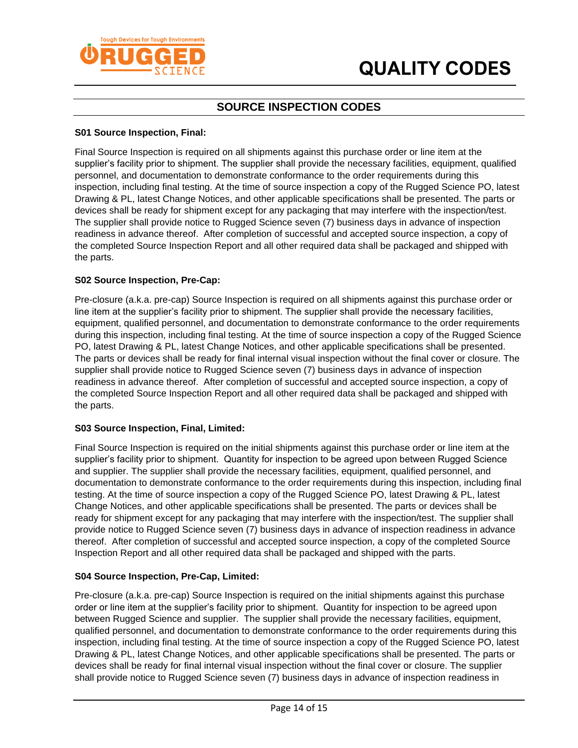## SOURCE INSPECTION CODES

**S01 Source Inspection, Final:**

Final Source Inspection is required on all shipments against this purchase order or line item at the supplier's facility prior to shipment. The supplier shall provide the necessary facilities, equipment, qualified personnel, and documentation to demonstrate conformance to the order requirements during this inspection, including final testing. At the time of source inspection a copy of the Rugged Science PO, latest Drawing & PL, latest Change Notices, and other applicable specifications shall be presented. The parts or devices shall be ready for shipment except for any packaging that may interfere with the inspection/test. The supplier shall provide notice to Rugged Science seven (7) business days in advance of inspection readiness in advance thereof. After completion of successful and accepted source inspection, a copy of the completed Source Inspection Report and all other required data shall be packaged and shipped with the parts.

**S02 Source Inspection, Pre-Cap:**

Pre-closure (a.k.a. pre-cap) Source Inspection is required on all shipments against this purchase order or line item at the supplier's facility prior to shipment. The supplier shall provide the necessary facilities, equipment, qualified personnel, and documentation to demonstrate conformance to the order requirements during this inspection, including final testing. At the time of source inspection a copy of the Rugged Science PO, latest Drawing & PL, latest Change Notices, and other applicable specifications shall be presented. The parts or devices shall be ready for final internal visual inspection without the final cover or closure. The supplier shall provide notice to Rugged Science seven (7) business days in advance of inspection readiness in advance thereof. After completion of successful and accepted source inspection, a copy of the completed Source Inspection Report and all other required data shall be packaged and shipped with the parts.

**S03 Source Inspection, Final, Limited:**

Final Source Inspection is required on the initial shipments against this purchase order or line item at the supplier's facility prior to shipment. Quantity for inspection to be agreed upon between Rugged Science and supplier. The supplier shall provide the necessary facilities, equipment, qualified personnel, and documentation to demonstrate conformance to the order requirements during this inspection, including final testing. At the time of source inspection a copy of the Rugged Science PO, latest Drawing & PL, latest Change Notices, and other applicable specifications shall be presented. The parts or devices shall be ready for shipment except for any packaging that may interfere with the inspection/test. The supplier shall provide notice to Rugged Science seven (7) business days in advance of inspection readiness in advance thereof. After completion of successful and accepted source inspection, a copy of the completed Source Inspection Report and all other required data shall be packaged and shipped with the parts.

**S04 Source Inspection, Pre-Cap, Limited:**

Pre-closure (a.k.a. pre-cap) Source Inspection is required on the initial shipments against this purchase order or line item at the supplier's facility prior to shipment. Quantity for inspection to be agreed upon between Rugged Science and supplier. The supplier shall provide the necessary facilities, equipment, qualified personnel, and documentation to demonstrate conformance to the order requirements during this inspection, including final testing. At the time of source inspection a copy of the Rugged Science PO, latest Drawing & PL, latest Change Notices, and other applicable specifications shall be presented. The parts or devices shall be ready for final internal visual inspection without the final cover or closure. The supplier shall provide notice to Rugged Science seven (7) business days in advance of inspection readiness in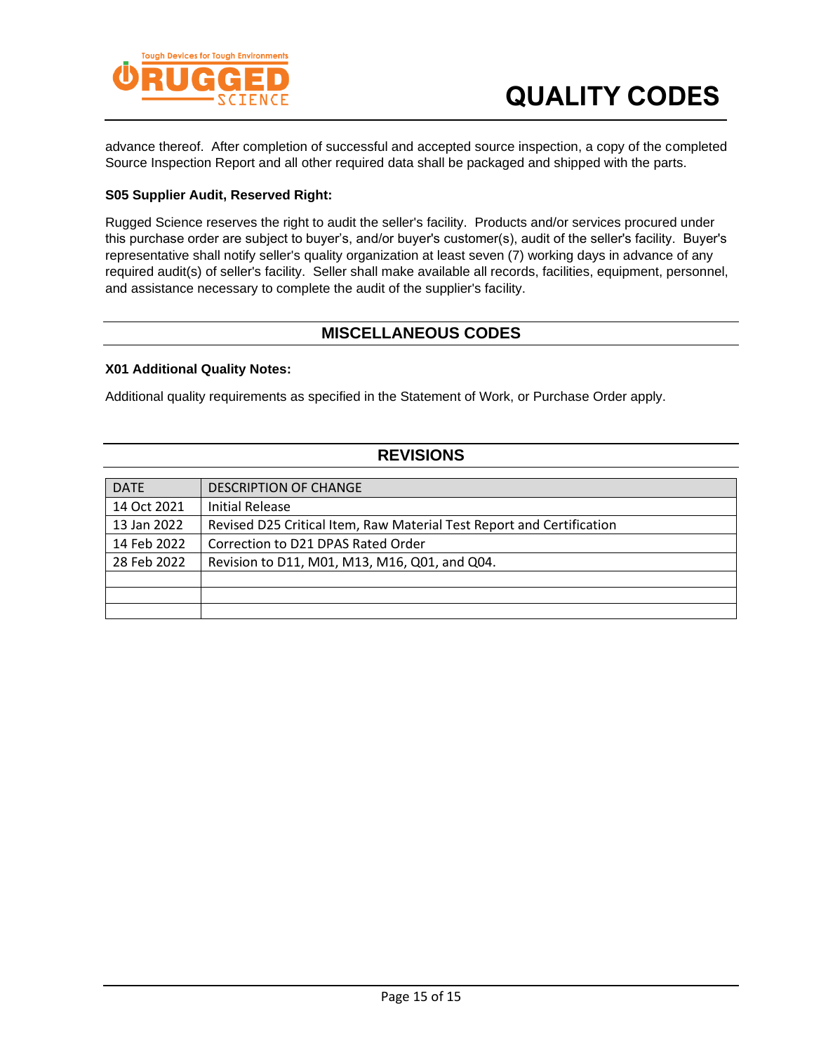advance thereof. After completion of successful and accepted source inspection, a copy of the completed Source Inspection Report and all other required data shall be packaged and shipped with the parts.

**S05 Supplier Audit, Reserved Right:**

Rugged Science reserves the right to audit the seller's facility. Products and/or services procured under this purchase order are subject to buyer's, and/or buyer's customer(s), audit of the seller's facility. Buyer's representative shall notify seller's quality organization at least seven (7) working days in advance of any required audit(s) of seller's facility. Seller shall make available all records, facilities, equipment, personnel, and assistance necessary to complete the audit of the supplier's facility.

## MISCELLANEOUS CODES

**X01 Additional Quality Notes:**

Additional quality requirements as specified in the Statement of Work, or Purchase Order apply.

## REVISIONS

| DATE | DESCRIPTION OF CHANGE |
|---|---|
| 14 Oct 2021 | Initial Release |
| 13 Jan 2022 | Revised D25 Critical Item, Raw Material Test Report and Certification |
| 14 Feb 2022 | Correction to D21 DPAS Rated Order |
| 28 Feb 2022 | Revision to D11, M01, M13, M16, Q01, and Q04. |
| | |
| | |
| | |